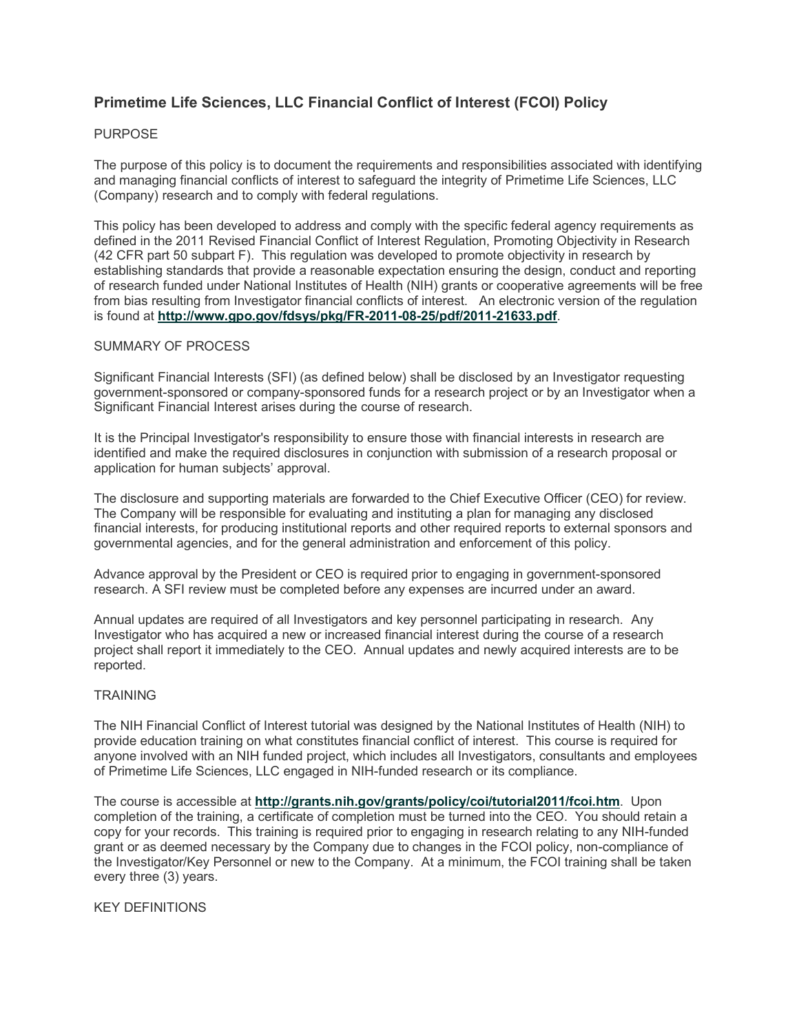# Primetime Life Sciences, LLC Financial Conflict of Interest (FCOI) Policy

PURPOSE

The purpose of this policy is to document the requirements and responsibilities associated with identifying and managing financial conflicts of interest to safeguard the integrity of Primetime Life Sciences, LLC (Company) research and to comply with federal regulations.

This policy has been developed to address and comply with the specific federal agency requirements as defined in the 2011 Revised Financial Conflict of Interest Regulation, Promoting Objectivity in Research (42 CFR part 50 subpart F). This regulation was developed to promote objectivity in research by establishing standards that provide a reasonable expectation ensuring the design, conduct and reporting of research funded under National Institutes of Health (NIH) grants or cooperative agreements will be free from bias resulting from Investigator financial conflicts of interest. An electronic version of the regulation is found at **http://www.gpo.gov/fdsys/pkg/FR-2011-08-25/pdf/2011-21633.pdf**.

SUMMARY OF PROCESS

Significant Financial Interests (SFI) (as defined below) shall be disclosed by an Investigator requesting government-sponsored or company-sponsored funds for a research project or by an Investigator when a Significant Financial Interest arises during the course of research.

It is the Principal Investigator's responsibility to ensure those with financial interests in research are identified and make the required disclosures in conjunction with submission of a research proposal or application for human subjects' approval.

The disclosure and supporting materials are forwarded to the Chief Executive Officer (CEO) for review. The Company will be responsible for evaluating and instituting a plan for managing any disclosed financial interests, for producing institutional reports and other required reports to external sponsors and governmental agencies, and for the general administration and enforcement of this policy.

Advance approval by the President or CEO is required prior to engaging in government-sponsored research. A SFI review must be completed before any expenses are incurred under an award.

Annual updates are required of all Investigators and key personnel participating in research. Any Investigator who has acquired a new or increased financial interest during the course of a research project shall report it immediately to the CEO. Annual updates and newly acquired interests are to be reported.

TRAINING

The NIH Financial Conflict of Interest tutorial was designed by the National Institutes of Health (NIH) to provide education training on what constitutes financial conflict of interest. This course is required for anyone involved with an NIH funded project, which includes all Investigators, consultants and employees of Primetime Life Sciences, LLC engaged in NIH-funded research or its compliance.

The course is accessible at **http://grants.nih.gov/grants/policy/coi/tutorial2011/fcoi.htm**. Upon completion of the training, a certificate of completion must be turned into the CEO. You should retain a copy for your records. This training is required prior to engaging in research relating to any NIH-funded grant or as deemed necessary by the Company due to changes in the FCOI policy, non-compliance of the Investigator/Key Personnel or new to the Company. At a minimum, the FCOI training shall be taken every three (3) years.

KEY DEFINITIONS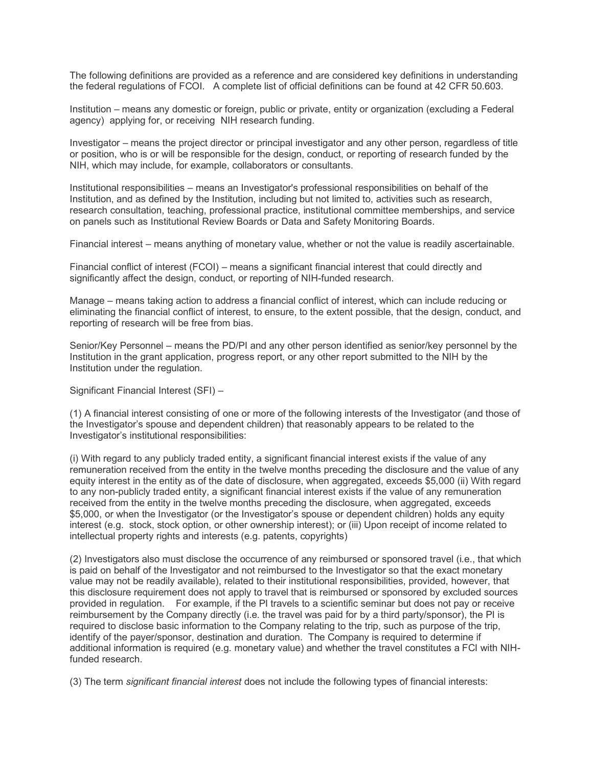The following definitions are provided as a reference and are considered key definitions in understanding the federal regulations of FCOI. A complete list of official definitions can be found at 42 CFR 50.603.

Institution – means any domestic or foreign, public or private, entity or organization (excluding a Federal agency) applying for, or receiving NIH research funding.

Investigator – means the project director or principal investigator and any other person, regardless of title or position, who is or will be responsible for the design, conduct, or reporting of research funded by the NIH, which may include, for example, collaborators or consultants.

Institutional responsibilities – means an Investigator's professional responsibilities on behalf of the Institution, and as defined by the Institution, including but not limited to, activities such as research, research consultation, teaching, professional practice, institutional committee memberships, and service on panels such as Institutional Review Boards or Data and Safety Monitoring Boards.

Financial interest – means anything of monetary value, whether or not the value is readily ascertainable.

Financial conflict of interest (FCOI) – means a significant financial interest that could directly and significantly affect the design, conduct, or reporting of NIH-funded research.

Manage – means taking action to address a financial conflict of interest, which can include reducing or eliminating the financial conflict of interest, to ensure, to the extent possible, that the design, conduct, and reporting of research will be free from bias.

Senior/Key Personnel – means the PD/PI and any other person identified as senior/key personnel by the Institution in the grant application, progress report, or any other report submitted to the NIH by the Institution under the regulation.

Significant Financial Interest (SFI) –

(1) A financial interest consisting of one or more of the following interests of the Investigator (and those of the Investigator's spouse and dependent children) that reasonably appears to be related to the Investigator's institutional responsibilities:

(i) With regard to any publicly traded entity, a significant financial interest exists if the value of any remuneration received from the entity in the twelve months preceding the disclosure and the value of any equity interest in the entity as of the date of disclosure, when aggregated, exceeds $5,000 (ii) With regard to any non-publicly traded entity, a significant financial interest exists if the value of any remuneration received from the entity in the twelve months preceding the disclosure, when aggregated, exceeds $5,000, or when the Investigator (or the Investigator's spouse or dependent children) holds any equity interest (e.g. stock, stock option, or other ownership interest); or (iii) Upon receipt of income related to intellectual property rights and interests (e.g. patents, copyrights)

(2) Investigators also must disclose the occurrence of any reimbursed or sponsored travel (i.e., that which is paid on behalf of the Investigator and not reimbursed to the Investigator so that the exact monetary value may not be readily available), related to their institutional responsibilities, provided, however, that this disclosure requirement does not apply to travel that is reimbursed or sponsored by excluded sources provided in regulation. For example, if the PI travels to a scientific seminar but does not pay or receive reimbursement by the Company directly (i.e. the travel was paid for by a third party/sponsor), the PI is required to disclose basic information to the Company relating to the trip, such as purpose of the trip, identify of the payer/sponsor, destination and duration. The Company is required to determine if additional information is required (e.g. monetary value) and whether the travel constitutes a FCI with NIH-funded research.

(3) The term *significant financial interest* does not include the following types of financial interests: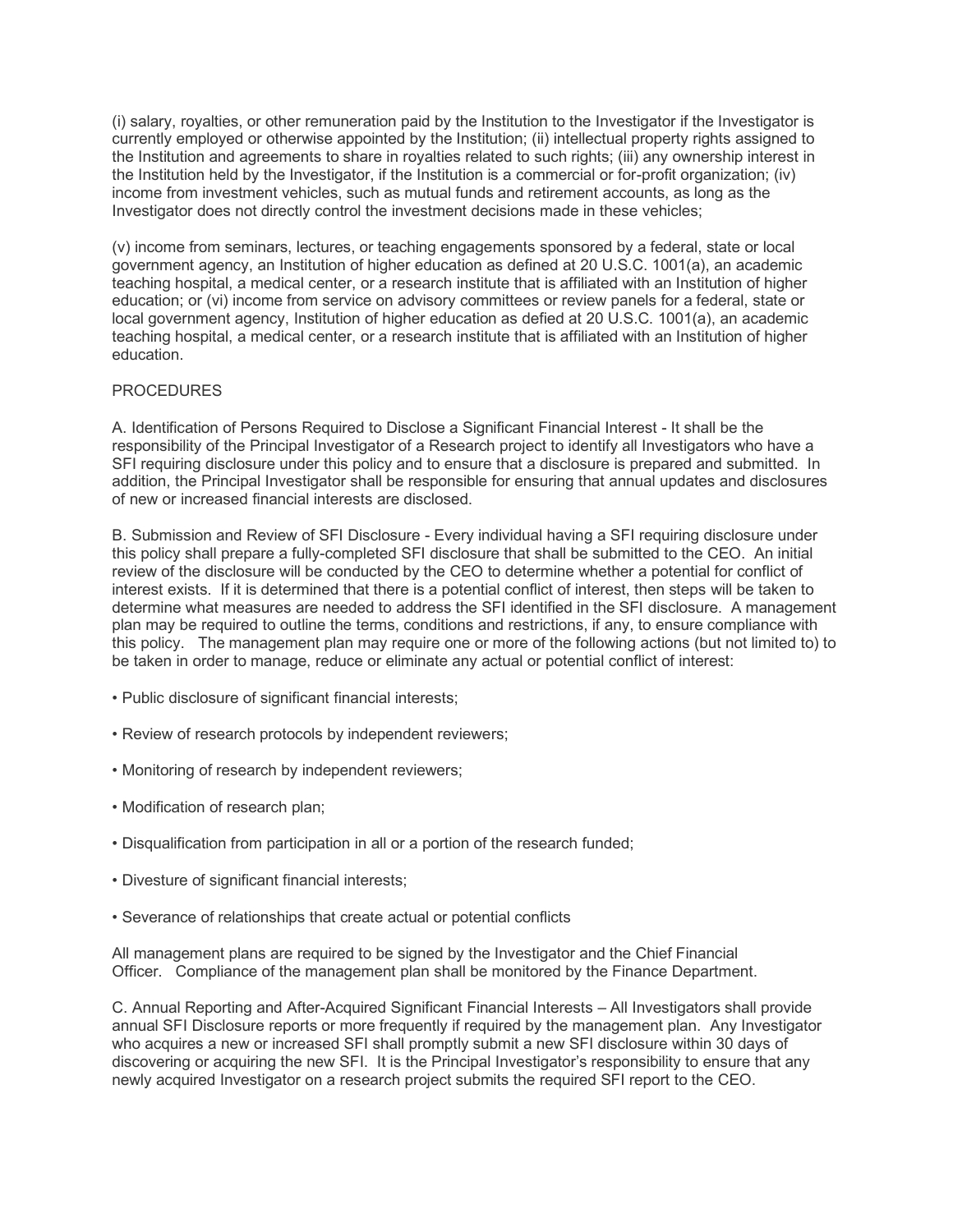(i) salary, royalties, or other remuneration paid by the Institution to the Investigator if the Investigator is currently employed or otherwise appointed by the Institution; (ii) intellectual property rights assigned to the Institution and agreements to share in royalties related to such rights; (iii) any ownership interest in the Institution held by the Investigator, if the Institution is a commercial or for-profit organization; (iv) income from investment vehicles, such as mutual funds and retirement accounts, as long as the Investigator does not directly control the investment decisions made in these vehicles;

(v) income from seminars, lectures, or teaching engagements sponsored by a federal, state or local government agency, an Institution of higher education as defined at 20 U.S.C. 1001(a), an academic teaching hospital, a medical center, or a research institute that is affiliated with an Institution of higher education; or (vi) income from service on advisory committees or review panels for a federal, state or local government agency, Institution of higher education as defied at 20 U.S.C. 1001(a), an academic teaching hospital, a medical center, or a research institute that is affiliated with an Institution of higher education.

PROCEDURES

A. Identification of Persons Required to Disclose a Significant Financial Interest - It shall be the responsibility of the Principal Investigator of a Research project to identify all Investigators who have a SFI requiring disclosure under this policy and to ensure that a disclosure is prepared and submitted. In addition, the Principal Investigator shall be responsible for ensuring that annual updates and disclosures of new or increased financial interests are disclosed.

B. Submission and Review of SFI Disclosure - Every individual having a SFI requiring disclosure under this policy shall prepare a fully-completed SFI disclosure that shall be submitted to the CEO. An initial review of the disclosure will be conducted by the CEO to determine whether a potential for conflict of interest exists. If it is determined that there is a potential conflict of interest, then steps will be taken to determine what measures are needed to address the SFI identified in the SFI disclosure. A management plan may be required to outline the terms, conditions and restrictions, if any, to ensure compliance with this policy. The management plan may require one or more of the following actions (but not limited to) to be taken in order to manage, reduce or eliminate any actual or potential conflict of interest:

- Public disclosure of significant financial interests;
- Review of research protocols by independent reviewers;
- Monitoring of research by independent reviewers;
- Modification of research plan;
- Disqualification from participation in all or a portion of the research funded;
- Divesture of significant financial interests;
- Severance of relationships that create actual or potential conflicts

All management plans are required to be signed by the Investigator and the Chief Financial Officer. Compliance of the management plan shall be monitored by the Finance Department.

C. Annual Reporting and After-Acquired Significant Financial Interests – All Investigators shall provide annual SFI Disclosure reports or more frequently if required by the management plan. Any Investigator who acquires a new or increased SFI shall promptly submit a new SFI disclosure within 30 days of discovering or acquiring the new SFI. It is the Principal Investigator's responsibility to ensure that any newly acquired Investigator on a research project submits the required SFI report to the CEO.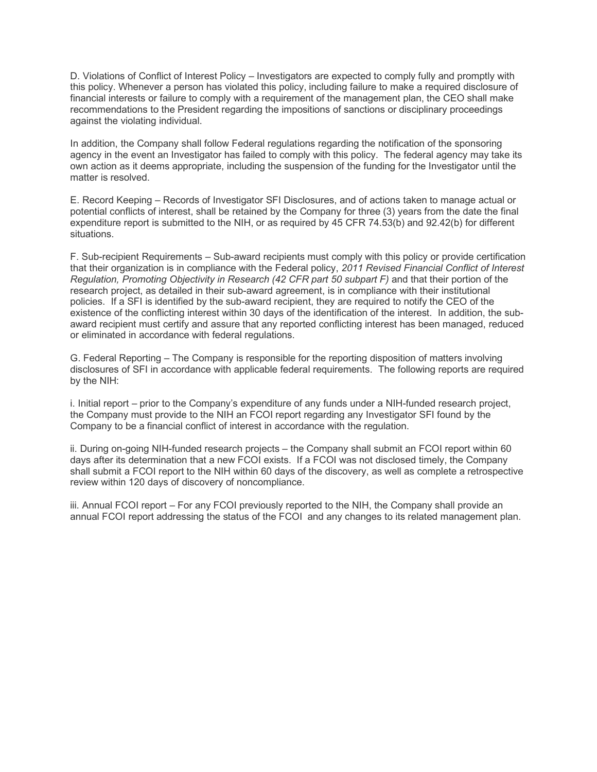D. Violations of Conflict of Interest Policy – Investigators are expected to comply fully and promptly with this policy. Whenever a person has violated this policy, including failure to make a required disclosure of financial interests or failure to comply with a requirement of the management plan, the CEO shall make recommendations to the President regarding the impositions of sanctions or disciplinary proceedings against the violating individual.

In addition, the Company shall follow Federal regulations regarding the notification of the sponsoring agency in the event an Investigator has failed to comply with this policy. The federal agency may take its own action as it deems appropriate, including the suspension of the funding for the Investigator until the matter is resolved.

E. Record Keeping – Records of Investigator SFI Disclosures, and of actions taken to manage actual or potential conflicts of interest, shall be retained by the Company for three (3) years from the date the final expenditure report is submitted to the NIH, or as required by 45 CFR 74.53(b) and 92.42(b) for different situations.

F. Sub-recipient Requirements – Sub-award recipients must comply with this policy or provide certification that their organization is in compliance with the Federal policy, *2011 Revised Financial Conflict of Interest Regulation, Promoting Objectivity in Research (42 CFR part 50 subpart F)* and that their portion of the research project, as detailed in their sub-award agreement, is in compliance with their institutional policies. If a SFI is identified by the sub-award recipient, they are required to notify the CEO of the existence of the conflicting interest within 30 days of the identification of the interest. In addition, the sub-award recipient must certify and assure that any reported conflicting interest has been managed, reduced or eliminated in accordance with federal regulations.

G. Federal Reporting – The Company is responsible for the reporting disposition of matters involving disclosures of SFI in accordance with applicable federal requirements. The following reports are required by the NIH:

i. Initial report – prior to the Company's expenditure of any funds under a NIH-funded research project, the Company must provide to the NIH an FCOI report regarding any Investigator SFI found by the Company to be a financial conflict of interest in accordance with the regulation.

ii. During on-going NIH-funded research projects – the Company shall submit an FCOI report within 60 days after its determination that a new FCOI exists. If a FCOI was not disclosed timely, the Company shall submit a FCOI report to the NIH within 60 days of the discovery, as well as complete a retrospective review within 120 days of discovery of noncompliance.

iii. Annual FCOI report – For any FCOI previously reported to the NIH, the Company shall provide an annual FCOI report addressing the status of the FCOI and any changes to its related management plan.